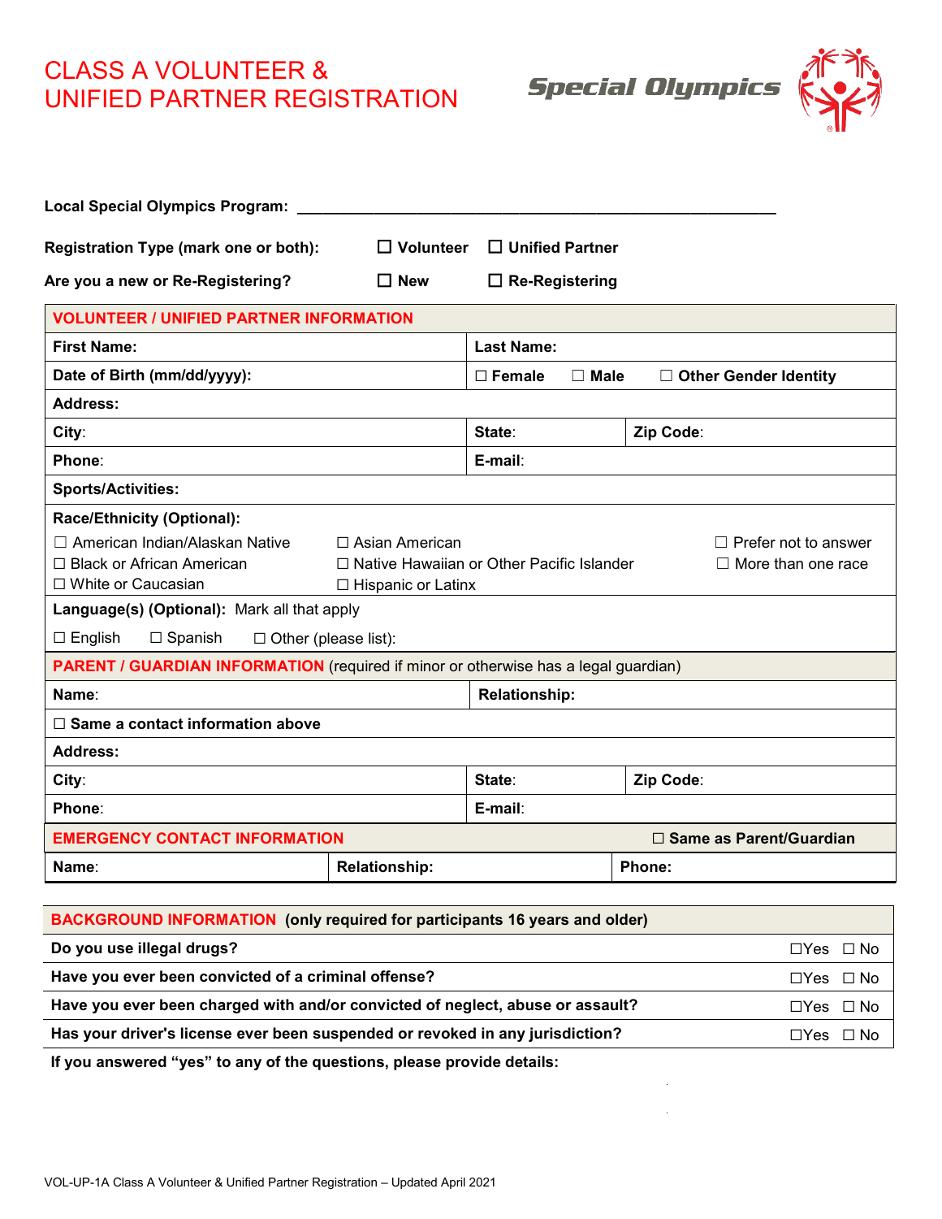# CLASS A VOLUNTEER & UNIFIED PARTNER REGISTRATION

Special Olympics

**Local Special Olympics Program:** ____________________________________________________________

**Registration Type (mark one or both):** ☐ **Volunteer** ☐ **Unified Partner**

**Are you a new or Re-Registering?** ☐ **New** ☐ **Re-Registering**

| VOLUNTEER / UNIFIED PARTNER INFORMATION | | |
|---|---|---|
| **First Name:** | **Last Name:** | |
| **Date of Birth (mm/dd/yyyy):** | ☐ **Female** ☐ **Male** ☐ **Other Gender Identity** | |
| **Address:** | | |
| **City:** | **State:** | **Zip Code:** |
| **Phone:** | **E-mail:** | |
| **Sports/Activities:** | | |
| **Race/Ethnicity (Optional):**<br>☐ American Indian/Alaskan Native<br>☐ Black or African American<br>☐ White or Caucasian | ☐ Asian American<br>☐ Native Hawaiian or Other Pacific Islander<br>☐ Hispanic or Latinx | ☐ Prefer not to answer<br>☐ More than one race |
| **Language(s) (Optional):** Mark all that apply<br>☐ English ☐ Spanish ☐ Other (please list): | | |

| PARENT / GUARDIAN INFORMATION (required if minor or otherwise has a legal guardian) | | |
|---|---|---|
| **Name:** | **Relationship:** | |
| ☐ **Same a contact information above** | | |
| **Address:** | | |
| **City:** | **State:** | **Zip Code:** |
| **Phone:** | **E-mail:** | |

| EMERGENCY CONTACT INFORMATION | | ☐ Same as Parent/Guardian |
|---|---|---|
| **Name:** | **Relationship:** | **Phone:** |

| BACKGROUND INFORMATION (only required for participants 16 years and older) | |
|---|---|
| **Do you use illegal drugs?** | ☐Yes ☐ No |
| **Have you ever been convicted of a criminal offense?** | ☐Yes ☐ No |
| **Have you ever been charged with and/or convicted of neglect, abuse or assault?** | ☐Yes ☐ No |
| **Has your driver's license ever been suspended or revoked in any jurisdiction?** | ☐Yes ☐ No |

**If you answered "yes" to any of the questions, please provide details:**

VOL-UP-1A Class A Volunteer & Unified Partner Registration – Updated April 2021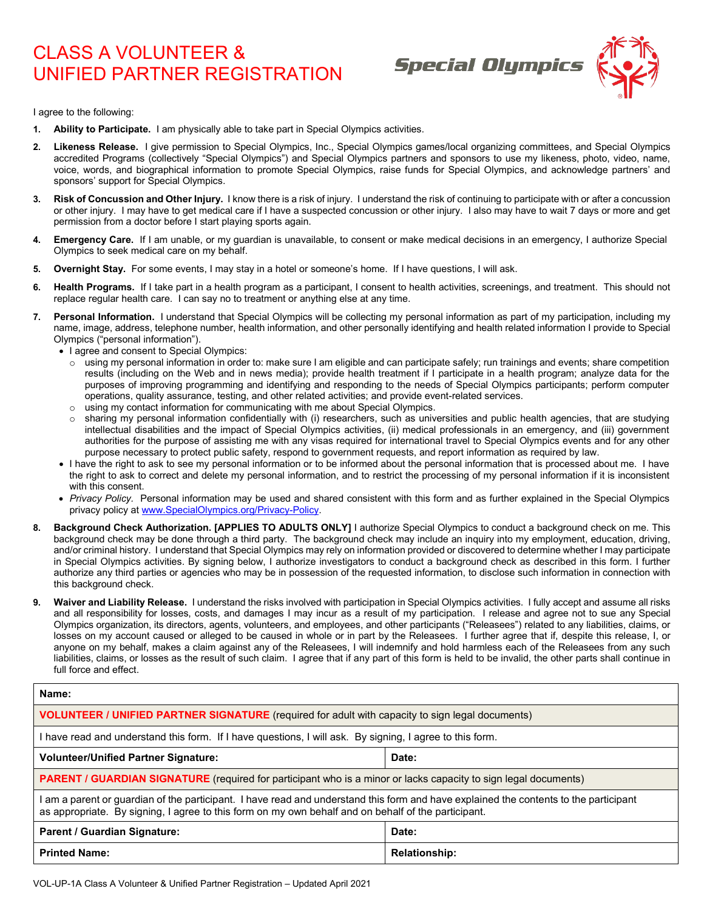# CLASS A VOLUNTEER & UNIFIED PARTNER REGISTRATION

Special Olympics

I agree to the following:

1. **Ability to Participate.** I am physically able to take part in Special Olympics activities.

2. **Likeness Release.** I give permission to Special Olympics, Inc., Special Olympics games/local organizing committees, and Special Olympics accredited Programs (collectively "Special Olympics") and Special Olympics partners and sponsors to use my likeness, photo, video, name, voice, words, and biographical information to promote Special Olympics, raise funds for Special Olympics, and acknowledge partners' and sponsors' support for Special Olympics.

3. **Risk of Concussion and Other Injury.** I know there is a risk of injury. I understand the risk of continuing to participate with or after a concussion or other injury. I may have to get medical care if I have a suspected concussion or other injury. I also may have to wait 7 days or more and get permission from a doctor before I start playing sports again.

4. **Emergency Care.** If I am unable, or my guardian is unavailable, to consent or make medical decisions in an emergency, I authorize Special Olympics to seek medical care on my behalf.

5. **Overnight Stay.** For some events, I may stay in a hotel or someone's home. If I have questions, I will ask.

6. **Health Programs.** If I take part in a health program as a participant, I consent to health activities, screenings, and treatment. This should not replace regular health care. I can say no to treatment or anything else at any time.

7. **Personal Information.** I understand that Special Olympics will be collecting my personal information as part of my participation, including my name, image, address, telephone number, health information, and other personally identifying and health related information I provide to Special Olympics ("personal information").
   - I agree and consent to Special Olympics:
     - using my personal information in order to: make sure I am eligible and can participate safely; run trainings and events; share competition results (including on the Web and in news media); provide health treatment if I participate in a health program; analyze data for the purposes of improving programming and identifying and responding to the needs of Special Olympics participants; perform computer operations, quality assurance, testing, and other related activities; and provide event-related services.
     - using my contact information for communicating with me about Special Olympics.
     - sharing my personal information confidentially with (i) researchers, such as universities and public health agencies, that are studying intellectual disabilities and the impact of Special Olympics activities, (ii) medical professionals in an emergency, and (iii) government authorities for the purpose of assisting me with any visas required for international travel to Special Olympics events and for any other purpose necessary to protect public safety, respond to government requests, and report information as required by law.
   - I have the right to ask to see my personal information or to be informed about the personal information that is processed about me. I have the right to ask to correct and delete my personal information, and to restrict the processing of my personal information if it is inconsistent with this consent.
   - *Privacy Policy.* Personal information may be used and shared consistent with this form and as further explained in the Special Olympics privacy policy at www.SpecialOlympics.org/Privacy-Policy.

8. **Background Check Authorization. [APPLIES TO ADULTS ONLY]** I authorize Special Olympics to conduct a background check on me. This background check may be done through a third party. The background check may include an inquiry into my employment, education, driving, and/or criminal history. I understand that Special Olympics may rely on information provided or discovered to determine whether I may participate in Special Olympics activities. By signing below, I authorize investigators to conduct a background check as described in this form. I further authorize any third parties or agencies who may be in possession of the requested information, to disclose such information in connection with this background check.

9. **Waiver and Liability Release.** I understand the risks involved with participation in Special Olympics activities. I fully accept and assume all risks and all responsibility for losses, costs, and damages I may incur as a result of my participation. I release and agree not to sue any Special Olympics organization, its directors, agents, volunteers, and employees, and other participants ("Releasees") related to any liabilities, claims, or losses on my account caused or alleged to be caused in whole or in part by the Releasees. I further agree that if, despite this release, I, or anyone on my behalf, makes a claim against any of the Releasees, I will indemnify and hold harmless each of the Releasees from any such liabilities, claims, or losses as the result of such claim. I agree that if any part of this form is held to be invalid, the other parts shall continue in full force and effect.

| | |
|---|---|
| **Name:** | |
| **VOLUNTEER / UNIFIED PARTNER SIGNATURE** (required for adult with capacity to sign legal documents) | |
| I have read and understand this form. If I have questions, I will ask. By signing, I agree to this form. | |
| **Volunteer/Unified Partner Signature:** | **Date:** |
| **PARENT / GUARDIAN SIGNATURE** (required for participant who is a minor or lacks capacity to sign legal documents) | |
| I am a parent or guardian of the participant. I have read and understand this form and have explained the contents to the participant as appropriate. By signing, I agree to this form on my own behalf and on behalf of the participant. | |
| **Parent / Guardian Signature:** | **Date:** |
| **Printed Name:** | **Relationship:** |

VOL-UP-1A Class A Volunteer & Unified Partner Registration – Updated April 2021